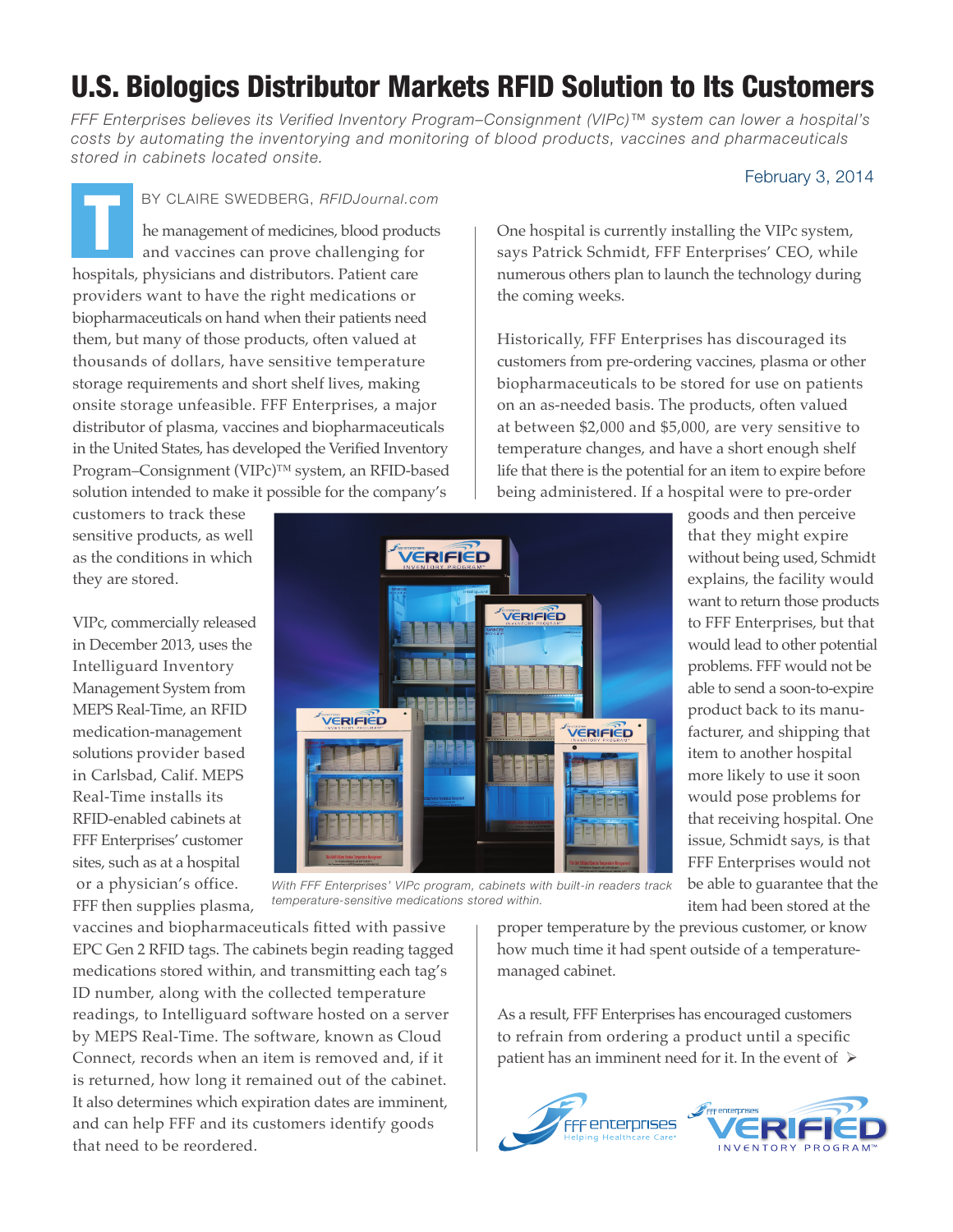# U.S. Biologics Distributor Markets RFID Solution to Its Customers

*FFF Enterprises believes its Verified Inventory Program–Consignment (VIPc)™ system can lower a hospital's costs by automating the inventorying and monitoring of blood products, vaccines and pharmaceuticals stored in cabinets located onsite.*

February 3, 2014

BY CLAIRE SWEDBERG, *RFIDJournal.com*

The management of medicines, blood products and vaccines can prove challenging for hospitals, physicians and distributors. Patient care providers want to have the right medications or biopharmaceuticals on hand when their patients need them, but many of those products, often valued at thousands of dollars, have sensitive temperature storage requirements and short shelf lives, making onsite storage unfeasible. FFF Enterprises, a major distributor of plasma, vaccines and biopharmaceuticals in the United States, has developed the Verified Inventory Program–Consignment (VIPc)™ system, an RFID-based solution intended to make it possible for the company's customers to track these sensitive products, as well as the conditions in which they are stored.

VIPc, commercially released in December 2013, uses the Intelliguard Inventory Management System from MEPS Real-Time, an RFID medication-management solutions provider based in Carlsbad, Calif. MEPS Real-Time installs its RFID-enabled cabinets at FFF Enterprises' customer sites, such as at a hospital or a physician's office. FFF then supplies plasma, vaccines and biopharmaceuticals fitted with passive EPC Gen 2 RFID tags. The cabinets begin reading tagged medications stored within, and transmitting each tag's ID number, along with the collected temperature readings, to Intelliguard software hosted on a server by MEPS Real-Time. The software, known as Cloud Connect, records when an item is removed and, if it is returned, how long it remained out of the cabinet. It also determines which expiration dates are imminent, and can help FFF and its customers identify goods that need to be reordered.

*With FFF Enterprises' VIPc program, cabinets with built-in readers track temperature-sensitive medications stored within.*

One hospital is currently installing the VIPc system, says Patrick Schmidt, FFF Enterprises' CEO, while numerous others plan to launch the technology during the coming weeks.

Historically, FFF Enterprises has discouraged its customers from pre-ordering vaccines, plasma or other biopharmaceuticals to be stored for use on patients on an as-needed basis. The products, often valued at between $2,000 and $5,000, are very sensitive to temperature changes, and have a short enough shelf life that there is the potential for an item to expire before being administered. If a hospital were to pre-order goods and then perceive that they might expire without being used, Schmidt explains, the facility would want to return those products to FFF Enterprises, but that would lead to other potential problems. FFF would not be able to send a soon-to-expire product back to its manufacturer, and shipping that item to another hospital more likely to use it soon would pose problems for that receiving hospital. One issue, Schmidt says, is that FFF Enterprises would not be able to guarantee that the item had been stored at the proper temperature by the previous customer, or know how much time it had spent outside of a temperature-managed cabinet.

As a result, FFF Enterprises has encouraged customers to refrain from ordering a product until a specific patient has an imminent need for it. In the event of ➢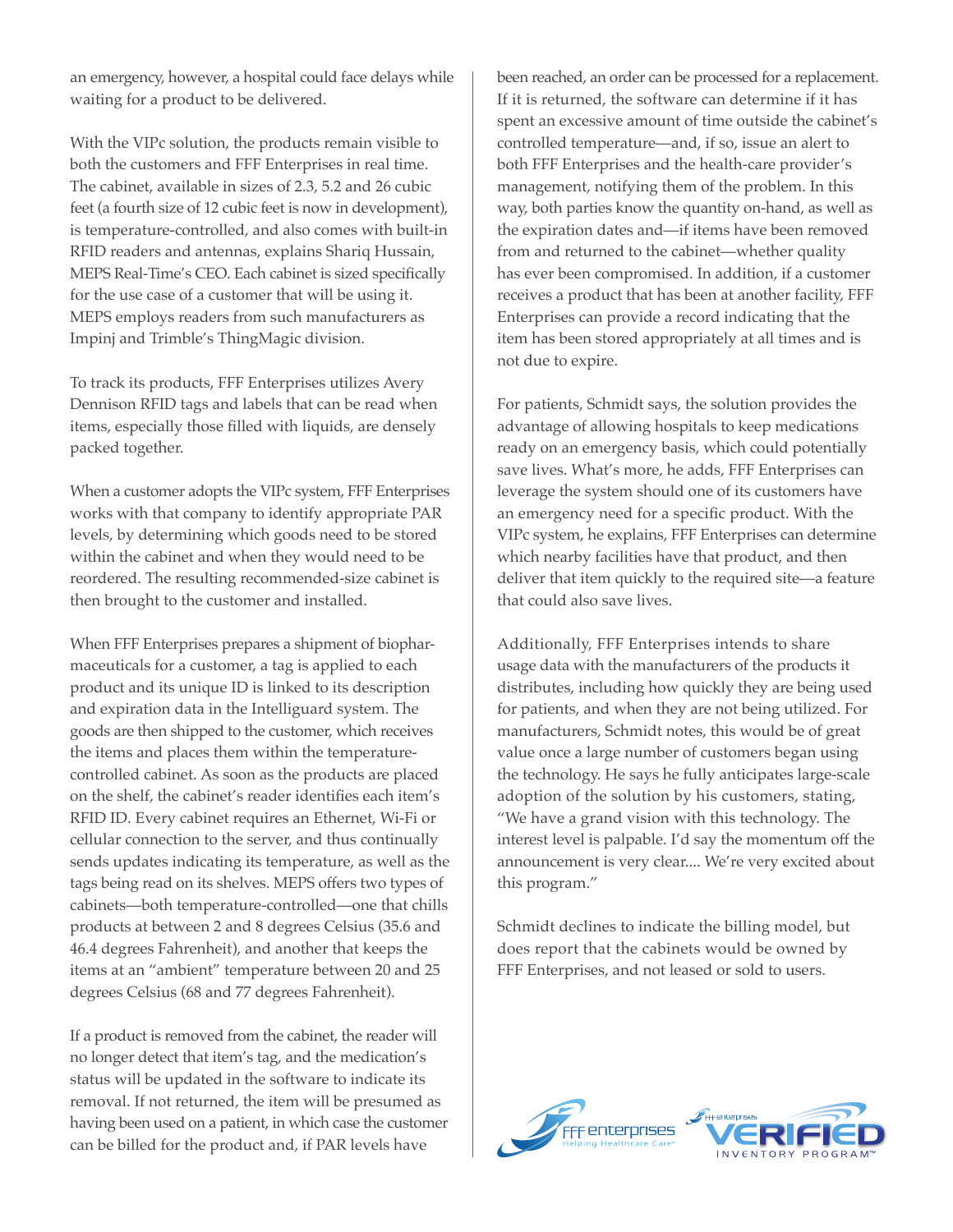an emergency, however, a hospital could face delays while waiting for a product to be delivered.

With the VIPc solution, the products remain visible to both the customers and FFF Enterprises in real time. The cabinet, available in sizes of 2.3, 5.2 and 26 cubic feet (a fourth size of 12 cubic feet is now in development), is temperature-controlled, and also comes with built-in RFID readers and antennas, explains Shariq Hussain, MEPS Real-Time's CEO. Each cabinet is sized specifically for the use case of a customer that will be using it. MEPS employs readers from such manufacturers as Impinj and Trimble's ThingMagic division.

To track its products, FFF Enterprises utilizes Avery Dennison RFID tags and labels that can be read when items, especially those filled with liquids, are densely packed together.

When a customer adopts the VIPc system, FFF Enterprises works with that company to identify appropriate PAR levels, by determining which goods need to be stored within the cabinet and when they would need to be reordered. The resulting recommended-size cabinet is then brought to the customer and installed.

When FFF Enterprises prepares a shipment of biopharmaceuticals for a customer, a tag is applied to each product and its unique ID is linked to its description and expiration data in the Intelliguard system. The goods are then shipped to the customer, which receives the items and places them within the temperature-controlled cabinet. As soon as the products are placed on the shelf, the cabinet's reader identifies each item's RFID ID. Every cabinet requires an Ethernet, Wi-Fi or cellular connection to the server, and thus continually sends updates indicating its temperature, as well as the tags being read on its shelves. MEPS offers two types of cabinets—both temperature-controlled—one that chills products at between 2 and 8 degrees Celsius (35.6 and 46.4 degrees Fahrenheit), and another that keeps the items at an "ambient" temperature between 20 and 25 degrees Celsius (68 and 77 degrees Fahrenheit).

If a product is removed from the cabinet, the reader will no longer detect that item's tag, and the medication's status will be updated in the software to indicate its removal. If not returned, the item will be presumed as having been used on a patient, in which case the customer can be billed for the product and, if PAR levels have been reached, an order can be processed for a replacement. If it is returned, the software can determine if it has spent an excessive amount of time outside the cabinet's controlled temperature—and, if so, issue an alert to both FFF Enterprises and the health-care provider's management, notifying them of the problem. In this way, both parties know the quantity on-hand, as well as the expiration dates and—if items have been removed from and returned to the cabinet—whether quality has ever been compromised. In addition, if a customer receives a product that has been at another facility, FFF Enterprises can provide a record indicating that the item has been stored appropriately at all times and is not due to expire.

For patients, Schmidt says, the solution provides the advantage of allowing hospitals to keep medications ready on an emergency basis, which could potentially save lives. What's more, he adds, FFF Enterprises can leverage the system should one of its customers have an emergency need for a specific product. With the VIPc system, he explains, FFF Enterprises can determine which nearby facilities have that product, and then deliver that item quickly to the required site—a feature that could also save lives.

Additionally, FFF Enterprises intends to share usage data with the manufacturers of the products it distributes, including how quickly they are being used for patients, and when they are not being utilized. For manufacturers, Schmidt notes, this would be of great value once a large number of customers began using the technology. He says he fully anticipates large-scale adoption of the solution by his customers, stating, "We have a grand vision with this technology. The interest level is palpable. I'd say the momentum off the announcement is very clear.... We're very excited about this program."

Schmidt declines to indicate the billing model, but does report that the cabinets would be owned by FFF Enterprises, and not leased or sold to users.

FFF enterprises Helping Healthcare Care®

FFF enterprises VERIFIED INVENTORY PROGRAM™